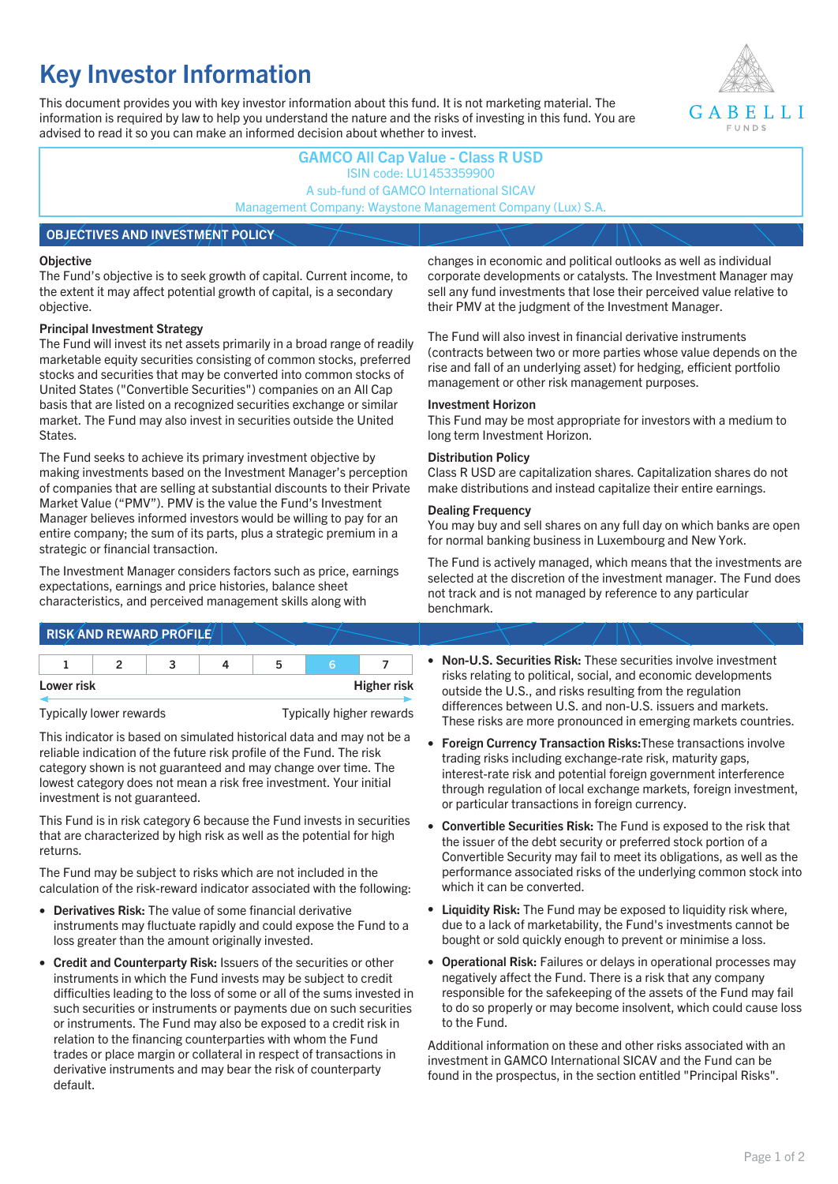# Key Investor Information

This document provides you with key investor information about this fund. It is not marketing material. The information is required by law to help you understand the nature and the risks of investing in this fund. You are advised to read it so you can make an informed decision about whether to invest.

GABELLI FUNDS

**GAMCO All Cap Value - Class R USD**
ISIN code: LU1453359900
A sub-fund of GAMCO International SICAV
Management Company: Waystone Management Company (Lux) S.A.

## OBJECTIVES AND INVESTMENT POLICY

**Objective**
The Fund's objective is to seek growth of capital. Current income, to the extent it may affect potential growth of capital, is a secondary objective.

**Principal Investment Strategy**
The Fund will invest its net assets primarily in a broad range of readily marketable equity securities consisting of common stocks, preferred stocks and securities that may be converted into common stocks of United States ("Convertible Securities") companies on an All Cap basis that are listed on a recognized securities exchange or similar market. The Fund may also invest in securities outside the United States.

The Fund seeks to achieve its primary investment objective by making investments based on the Investment Manager's perception of companies that are selling at substantial discounts to their Private Market Value ("PMV"). PMV is the value the Fund's Investment Manager believes informed investors would be willing to pay for an entire company; the sum of its parts, plus a strategic premium in a strategic or financial transaction.

The Investment Manager considers factors such as price, earnings expectations, earnings and price histories, balance sheet characteristics, and perceived management skills along with changes in economic and political outlooks as well as individual corporate developments or catalysts. The Investment Manager may sell any fund investments that lose their perceived value relative to their PMV at the judgment of the Investment Manager.

The Fund will also invest in financial derivative instruments (contracts between two or more parties whose value depends on the rise and fall of an underlying asset) for hedging, efficient portfolio management or other risk management purposes.

**Investment Horizon**
This Fund may be most appropriate for investors with a medium to long term Investment Horizon.

**Distribution Policy**
Class R USD are capitalization shares. Capitalization shares do not make distributions and instead capitalize their entire earnings.

**Dealing Frequency**
You may buy and sell shares on any full day on which banks are open for normal banking business in Luxembourg and New York.

The Fund is actively managed, which means that the investments are selected at the discretion of the investment manager. The Fund does not track and is not managed by reference to any particular benchmark.

## RISK AND REWARD PROFILE

| 1 | 2 | 3 | 4 | 5 | **6** | 7 |
|---|---|---|---|---|---|---|

**Lower risk** — **Higher risk**

Typically lower rewards — Typically higher rewards

This indicator is based on simulated historical data and may not be a reliable indication of the future risk profile of the Fund. The risk category shown is not guaranteed and may change over time. The lowest category does not mean a risk free investment. Your initial investment is not guaranteed.

This Fund is in risk category 6 because the Fund invests in securities that are characterized by high risk as well as the potential for high returns.

The Fund may be subject to risks which are not included in the calculation of the risk-reward indicator associated with the following:

- **Derivatives Risk:** The value of some financial derivative instruments may fluctuate rapidly and could expose the Fund to a loss greater than the amount originally invested.
- **Credit and Counterparty Risk:** Issuers of the securities or other instruments in which the Fund invests may be subject to credit difficulties leading to the loss of some or all of the sums invested in such securities or instruments or payments due on such securities or instruments. The Fund may also be exposed to a credit risk in relation to the financing counterparties with whom the Fund trades or place margin or collateral in respect of transactions in derivative instruments and may bear the risk of counterparty default.
- **Non-U.S. Securities Risk:** These securities involve investment risks relating to political, social, and economic developments outside the U.S., and risks resulting from the regulation differences between U.S. and non-U.S. issuers and markets. These risks are more pronounced in emerging markets countries.
- **Foreign Currency Transaction Risks:**These transactions involve trading risks including exchange-rate risk, maturity gaps, interest-rate risk and potential foreign government interference through regulation of local exchange markets, foreign investment, or particular transactions in foreign currency.
- **Convertible Securities Risk:** The Fund is exposed to the risk that the issuer of the debt security or preferred stock portion of a Convertible Security may fail to meet its obligations, as well as the performance associated risks of the underlying common stock into which it can be converted.
- **Liquidity Risk:** The Fund may be exposed to liquidity risk where, due to a lack of marketability, the Fund's investments cannot be bought or sold quickly enough to prevent or minimise a loss.
- **Operational Risk:** Failures or delays in operational processes may negatively affect the Fund. There is a risk that any company responsible for the safekeeping of the assets of the Fund may fail to do so properly or may become insolvent, which could cause loss to the Fund.

Additional information on these and other risks associated with an investment in GAMCO International SICAV and the Fund can be found in the prospectus, in the section entitled "Principal Risks".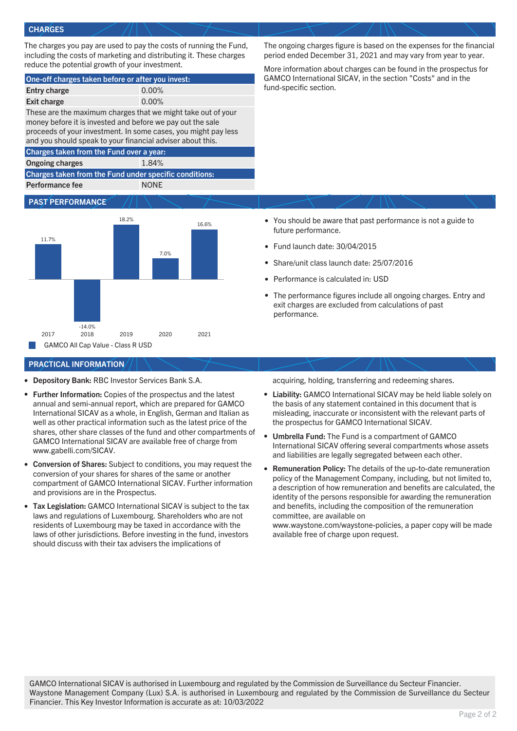## CHARGES

The charges you pay are used to pay the costs of running the Fund, including the costs of marketing and distributing it. These charges reduce the potential growth of your investment.

| One-off charges taken before or after you invest: | |
|---|---|
| **Entry charge** | 0.00% |
| **Exit charge** | 0.00% |
| These are the maximum charges that we might take out of your money before it is invested and before we pay out the sale proceeds of your investment. In some cases, you might pay less and you should speak to your financial adviser about this. | |
| **Charges taken from the Fund over a year:** | |
| **Ongoing charges** | 1.84% |
| **Charges taken from the Fund under specific conditions:** | |
| **Performance fee** | NONE |

The ongoing charges figure is based on the expenses for the financial period ended December 31, 2021 and may vary from year to year.

More information about charges can be found in the prospectus for GAMCO International SICAV, in the section "Costs" and in the fund-specific section.

## PAST PERFORMANCE

11.7%
-14.0%
18.2%
7.0%
16.6%

2017 2018 2019 2020 2021

GAMCO All Cap Value - Class R USD

- You should be aware that past performance is not a guide to future performance.
- Fund launch date: 30/04/2015
- Share/unit class launch date: 25/07/2016
- Performance is calculated in: USD
- The performance figures include all ongoing charges. Entry and exit charges are excluded from calculations of past performance.

## PRACTICAL INFORMATION

- **Depository Bank:** RBC Investor Services Bank S.A.
- **Further Information:** Copies of the prospectus and the latest annual and semi-annual report, which are prepared for GAMCO International SICAV as a whole, in English, German and Italian as well as other practical information such as the latest price of the shares, other share classes of the fund and other compartments of GAMCO International SICAV are available free of charge from www.gabelli.com/SICAV.
- **Conversion of Shares:** Subject to conditions, you may request the conversion of your shares for shares of the same or another compartment of GAMCO International SICAV. Further information and provisions are in the Prospectus.
- **Tax Legislation:** GAMCO International SICAV is subject to the tax laws and regulations of Luxembourg. Shareholders who are not residents of Luxembourg may be taxed in accordance with the laws of other jurisdictions. Before investing in the fund, investors should discuss with their tax advisers the implications of acquiring, holding, transferring and redeeming shares.
- **Liability:** GAMCO International SICAV may be held liable solely on the basis of any statement contained in this document that is misleading, inaccurate or inconsistent with the relevant parts of the prospectus for GAMCO International SICAV.
- **Umbrella Fund:** The Fund is a compartment of GAMCO International SICAV offering several compartments whose assets and liabilities are legally segregated between each other.
- **Remuneration Policy:** The details of the up-to-date remuneration policy of the Management Company, including, but not limited to, a description of how remuneration and benefits are calculated, the identity of the persons responsible for awarding the remuneration and benefits, including the composition of the remuneration committee, are available on www.waystone.com/waystone-policies, a paper copy will be made available free of charge upon request.

GAMCO International SICAV is authorised in Luxembourg and regulated by the Commission de Surveillance du Secteur Financier. Waystone Management Company (Lux) S.A. is authorised in Luxembourg and regulated by the Commission de Surveillance du Secteur Financier. This Key Investor Information is accurate as at: 10/03/2022